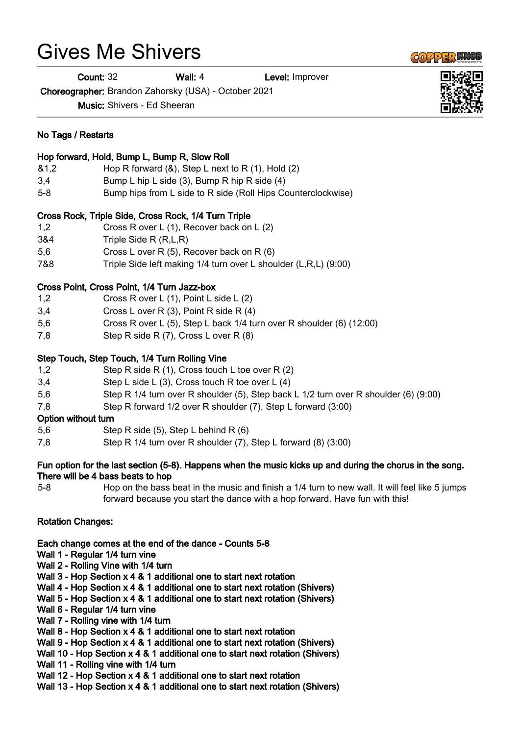# Gives Me Shivers

**Count:** 32 **Wall:** 4 **Level:** Improver

**Choreographer:** Brandon Zahorsky (USA) - October 2021

**Music:** Shivers - Ed Sheeran

**No Tags / Restarts**

**Hop forward, Hold, Bump L, Bump R, Slow Roll**

| | |
|---|---|
| &1,2 | Hop R forward (&), Step L next to R (1), Hold (2) |
| 3,4 | Bump L hip L side (3), Bump R hip R side (4) |
| 5-8 | Bump hips from L side to R side (Roll Hips Counterclockwise) |

**Cross Rock, Triple Side, Cross Rock, 1/4 Turn Triple**

| | |
|---|---|
| 1,2 | Cross R over L (1), Recover back on L (2) |
| 3&4 | Triple Side R (R,L,R) |
| 5,6 | Cross L over R (5), Recover back on R (6) |
| 7&8 | Triple Side left making 1/4 turn over L shoulder (L,R,L) (9:00) |

**Cross Point, Cross Point, 1/4 Turn Jazz-box**

| | |
|---|---|
| 1,2 | Cross R over L (1), Point L side L (2) |
| 3,4 | Cross L over R (3), Point R side R (4) |
| 5,6 | Cross R over L (5), Step L back 1/4 turn over R shoulder (6) (12:00) |
| 7,8 | Step R side R (7), Cross L over R (8) |

**Step Touch, Step Touch, 1/4 Turn Rolling Vine**

| | |
|---|---|
| 1,2 | Step R side R (1), Cross touch L toe over R (2) |
| 3,4 | Step L side L (3), Cross touch R toe over L (4) |
| 5,6 | Step R 1/4 turn over R shoulder (5), Step back L 1/2 turn over R shoulder (6) (9:00) |
| 7,8 | Step R forward 1/2 over R shoulder (7), Step L forward (3:00) |

**Option without turn**

| | |
|---|---|
| 5,6 | Step R side (5), Step L behind R (6) |
| 7,8 | Step R 1/4 turn over R shoulder (7), Step L forward (8) (3:00) |

**Fun option for the last section (5-8). Happens when the music kicks up and during the chorus in the song. There will be 4 bass beats to hop**

| | |
|---|---|
| 5-8 | Hop on the bass beat in the music and finish a 1/4 turn to new wall. It will feel like 5 jumps forward because you start the dance with a hop forward. Have fun with this! |

**Rotation Changes:**

**Each change comes at the end of the dance - Counts 5-8**
**Wall 1 - Regular 1/4 turn vine**
**Wall 2 - Rolling Vine with 1/4 turn**
**Wall 3 - Hop Section x 4 & 1 additional one to start next rotation**
**Wall 4 - Hop Section x 4 & 1 additional one to start next rotation (Shivers)**
**Wall 5 - Hop Section x 4 & 1 additional one to start next rotation (Shivers)**
**Wall 6 - Regular 1/4 turn vine**
**Wall 7 - Rolling vine with 1/4 turn**
**Wall 8 - Hop Section x 4 & 1 additional one to start next rotation**
**Wall 9 - Hop Section x 4 & 1 additional one to start next rotation (Shivers)**
**Wall 10 - Hop Section x 4 & 1 additional one to start next rotation (Shivers)**
**Wall 11 - Rolling vine with 1/4 turn**
**Wall 12 - Hop Section x 4 & 1 additional one to start next rotation**
**Wall 13 - Hop Section x 4 & 1 additional one to start next rotation (Shivers)**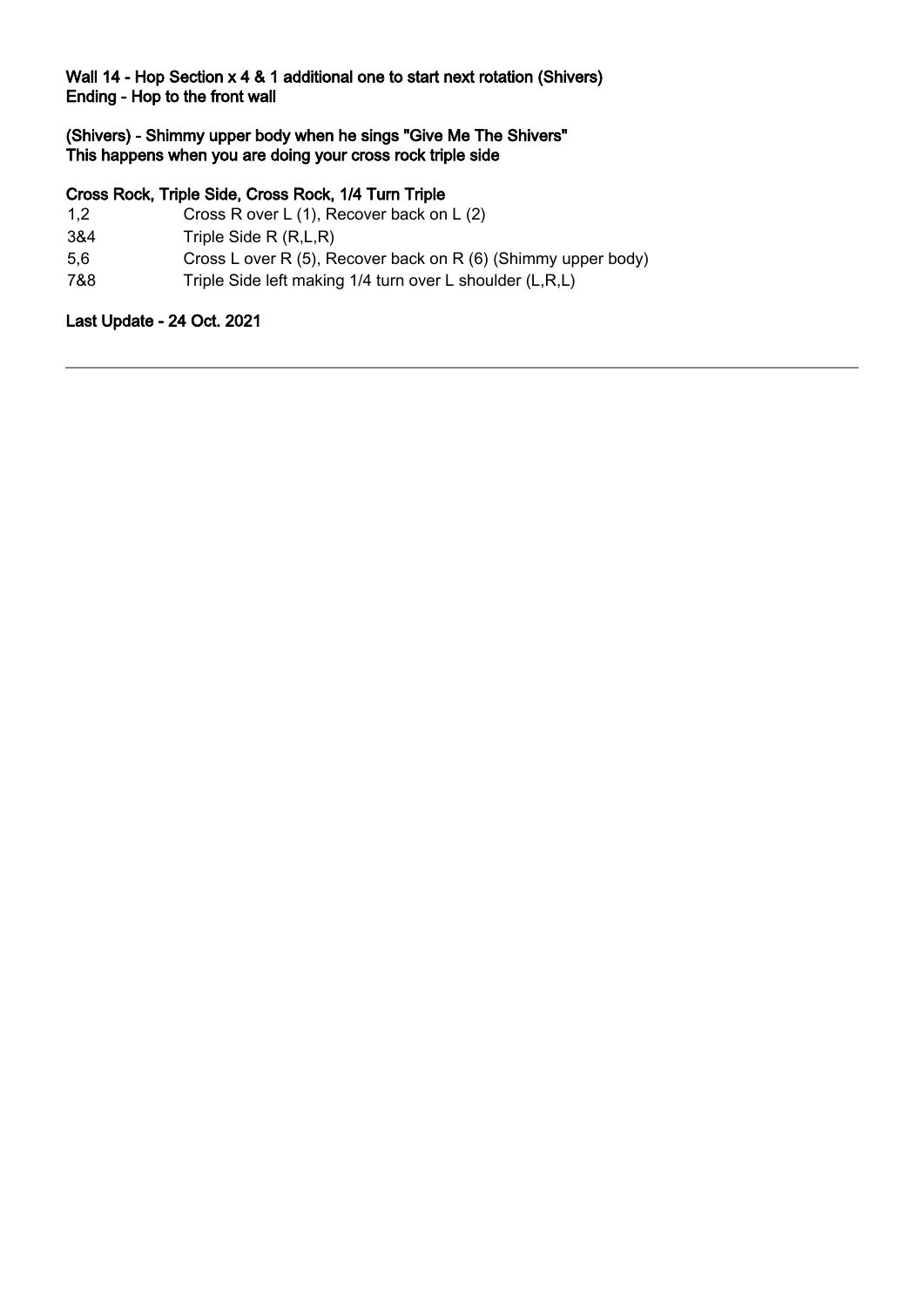**Wall 14 - Hop Section x 4 & 1 additional one to start next rotation (Shivers)**
**Ending - Hop to the front wall**

**(Shivers) - Shimmy upper body when he sings "Give Me The Shivers"**
**This happens when you are doing your cross rock triple side**

**Cross Rock, Triple Side, Cross Rock, 1/4 Turn Triple**

| | |
|---|---|
| 1,2 | Cross R over L (1), Recover back on L (2) |
| 3&4 | Triple Side R (R,L,R) |
| 5,6 | Cross L over R (5), Recover back on R (6) (Shimmy upper body) |
| 7&8 | Triple Side left making 1/4 turn over L shoulder (L,R,L) |

**Last Update - 24 Oct. 2021**